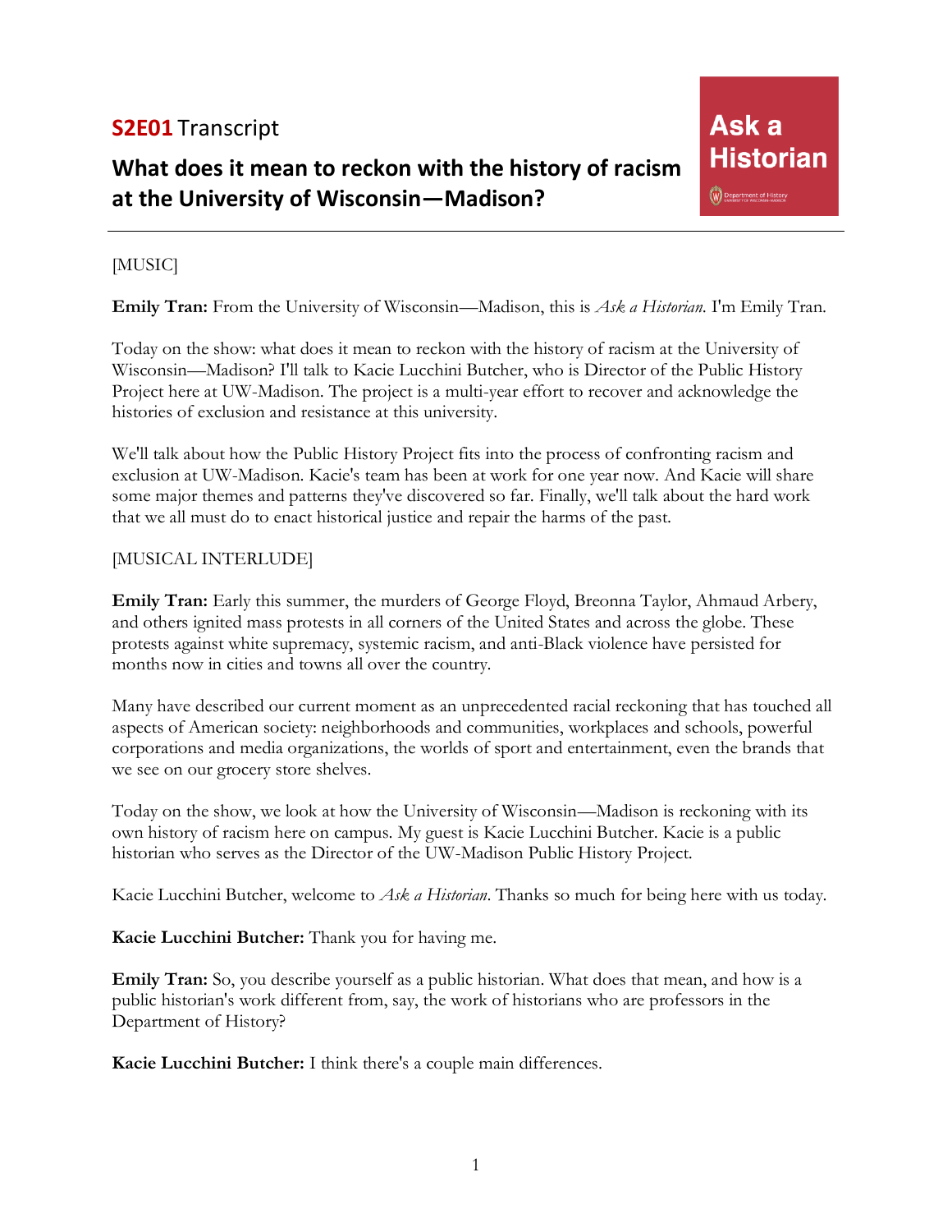**S2E01** Transcript

# What does it mean to reckon with the history of racism at the University of Wisconsin—Madison?

Ask a Historian

[MUSIC]

**Emily Tran:** From the University of Wisconsin—Madison, this is *Ask a Historian*. I'm Emily Tran.

Today on the show: what does it mean to reckon with the history of racism at the University of Wisconsin—Madison? I'll talk to Kacie Lucchini Butcher, who is Director of the Public History Project here at UW-Madison. The project is a multi-year effort to recover and acknowledge the histories of exclusion and resistance at this university.

We'll talk about how the Public History Project fits into the process of confronting racism and exclusion at UW-Madison. Kacie's team has been at work for one year now. And Kacie will share some major themes and patterns they've discovered so far. Finally, we'll talk about the hard work that we all must do to enact historical justice and repair the harms of the past.

[MUSICAL INTERLUDE]

**Emily Tran:** Early this summer, the murders of George Floyd, Breonna Taylor, Ahmaud Arbery, and others ignited mass protests in all corners of the United States and across the globe. These protests against white supremacy, systemic racism, and anti-Black violence have persisted for months now in cities and towns all over the country.

Many have described our current moment as an unprecedented racial reckoning that has touched all aspects of American society: neighborhoods and communities, workplaces and schools, powerful corporations and media organizations, the worlds of sport and entertainment, even the brands that we see on our grocery store shelves.

Today on the show, we look at how the University of Wisconsin—Madison is reckoning with its own history of racism here on campus. My guest is Kacie Lucchini Butcher. Kacie is a public historian who serves as the Director of the UW-Madison Public History Project.

Kacie Lucchini Butcher, welcome to *Ask a Historian*. Thanks so much for being here with us today.

**Kacie Lucchini Butcher:** Thank you for having me.

**Emily Tran:** So, you describe yourself as a public historian. What does that mean, and how is a public historian's work different from, say, the work of historians who are professors in the Department of History?

**Kacie Lucchini Butcher:** I think there's a couple main differences.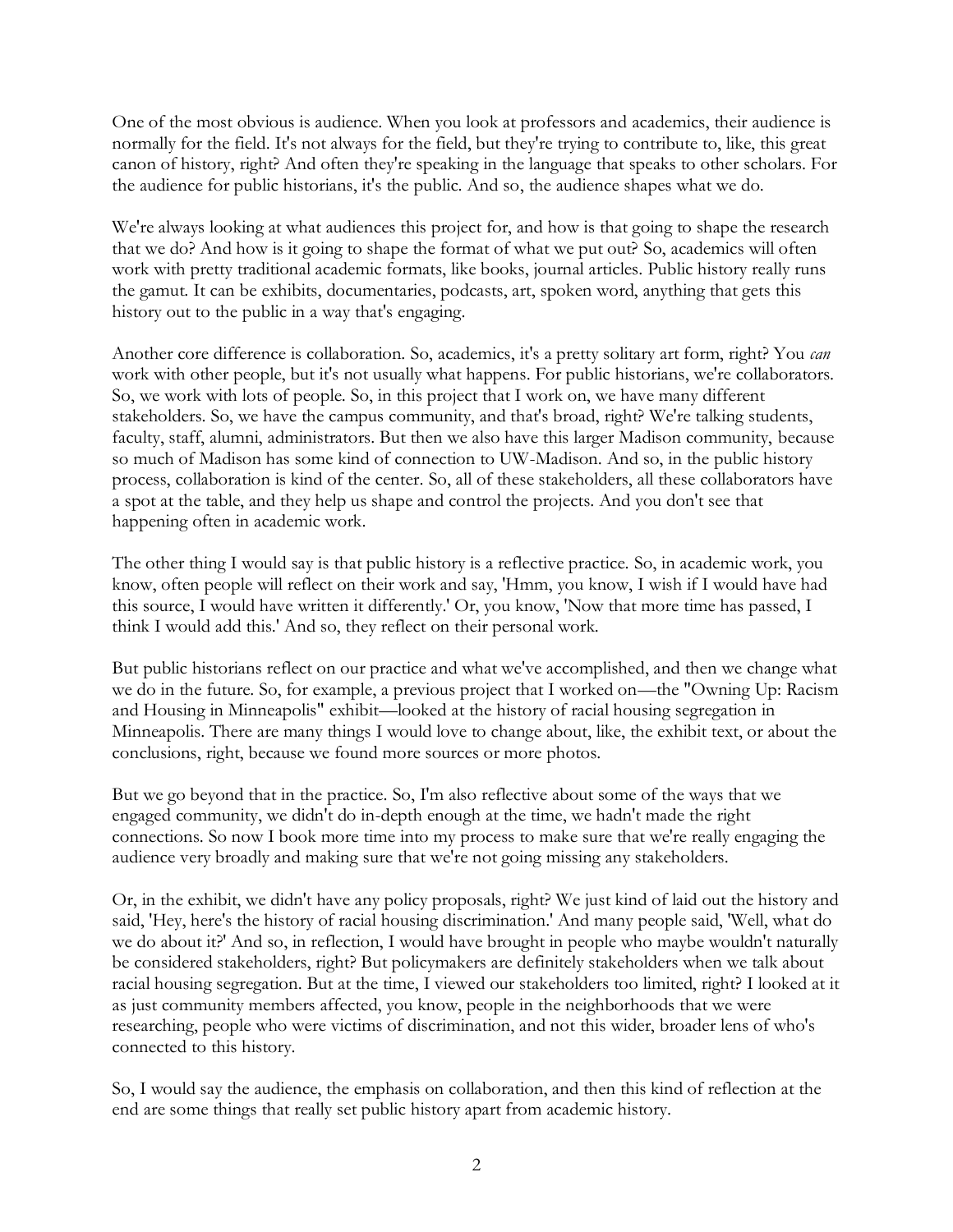One of the most obvious is audience. When you look at professors and academics, their audience is normally for the field. It's not always for the field, but they're trying to contribute to, like, this great canon of history, right? And often they're speaking in the language that speaks to other scholars. For the audience for public historians, it's the public. And so, the audience shapes what we do.

We're always looking at what audiences this project for, and how is that going to shape the research that we do? And how is it going to shape the format of what we put out? So, academics will often work with pretty traditional academic formats, like books, journal articles. Public history really runs the gamut. It can be exhibits, documentaries, podcasts, art, spoken word, anything that gets this history out to the public in a way that's engaging.

Another core difference is collaboration. So, academics, it's a pretty solitary art form, right? You *can* work with other people, but it's not usually what happens. For public historians, we're collaborators. So, we work with lots of people. So, in this project that I work on, we have many different stakeholders. So, we have the campus community, and that's broad, right? We're talking students, faculty, staff, alumni, administrators. But then we also have this larger Madison community, because so much of Madison has some kind of connection to UW-Madison. And so, in the public history process, collaboration is kind of the center. So, all of these stakeholders, all these collaborators have a spot at the table, and they help us shape and control the projects. And you don't see that happening often in academic work.

The other thing I would say is that public history is a reflective practice. So, in academic work, you know, often people will reflect on their work and say, 'Hmm, you know, I wish if I would have had this source, I would have written it differently.' Or, you know, 'Now that more time has passed, I think I would add this.' And so, they reflect on their personal work.

But public historians reflect on our practice and what we've accomplished, and then we change what we do in the future. So, for example, a previous project that I worked on—the "Owning Up: Racism and Housing in Minneapolis" exhibit—looked at the history of racial housing segregation in Minneapolis. There are many things I would love to change about, like, the exhibit text, or about the conclusions, right, because we found more sources or more photos.

But we go beyond that in the practice. So, I'm also reflective about some of the ways that we engaged community, we didn't do in-depth enough at the time, we hadn't made the right connections. So now I book more time into my process to make sure that we're really engaging the audience very broadly and making sure that we're not going missing any stakeholders.

Or, in the exhibit, we didn't have any policy proposals, right? We just kind of laid out the history and said, 'Hey, here's the history of racial housing discrimination.' And many people said, 'Well, what do we do about it?' And so, in reflection, I would have brought in people who maybe wouldn't naturally be considered stakeholders, right? But policymakers are definitely stakeholders when we talk about racial housing segregation. But at the time, I viewed our stakeholders too limited, right? I looked at it as just community members affected, you know, people in the neighborhoods that we were researching, people who were victims of discrimination, and not this wider, broader lens of who's connected to this history.

So, I would say the audience, the emphasis on collaboration, and then this kind of reflection at the end are some things that really set public history apart from academic history.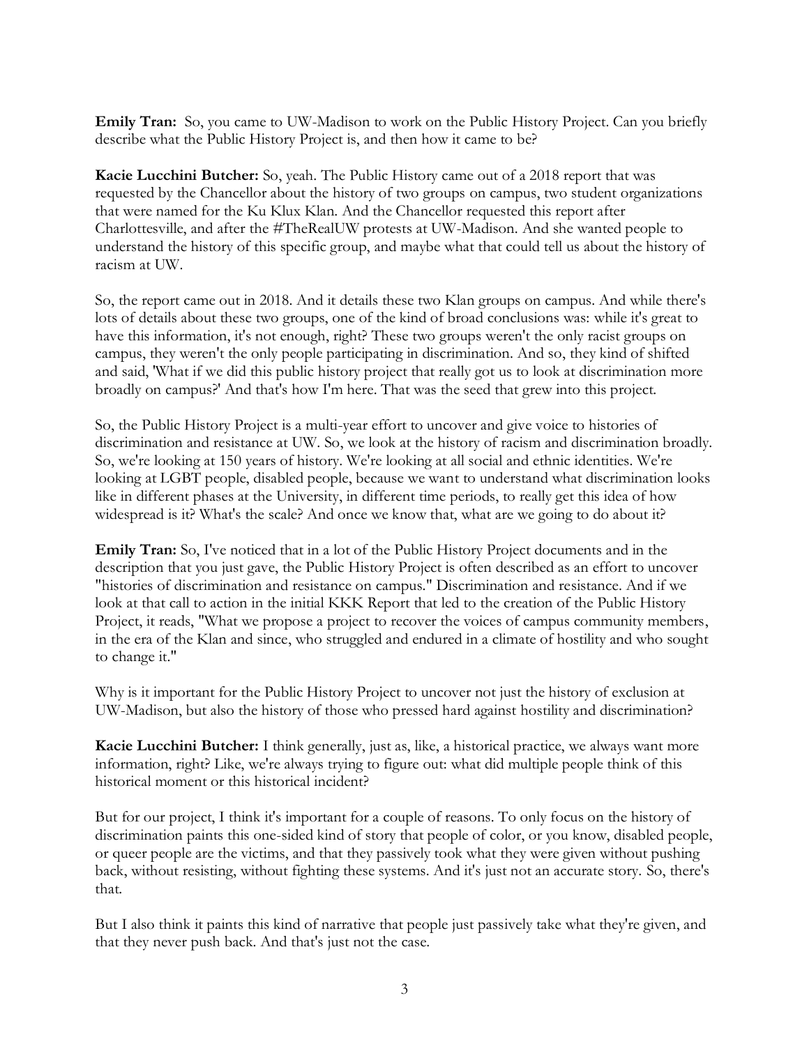**Emily Tran:** So, you came to UW-Madison to work on the Public History Project. Can you briefly describe what the Public History Project is, and then how it came to be?

**Kacie Lucchini Butcher:** So, yeah. The Public History came out of a 2018 report that was requested by the Chancellor about the history of two groups on campus, two student organizations that were named for the Ku Klux Klan. And the Chancellor requested this report after Charlottesville, and after the #TheRealUW protests at UW-Madison. And she wanted people to understand the history of this specific group, and maybe what that could tell us about the history of racism at UW.

So, the report came out in 2018. And it details these two Klan groups on campus. And while there's lots of details about these two groups, one of the kind of broad conclusions was: while it's great to have this information, it's not enough, right? These two groups weren't the only racist groups on campus, they weren't the only people participating in discrimination. And so, they kind of shifted and said, 'What if we did this public history project that really got us to look at discrimination more broadly on campus?' And that's how I'm here. That was the seed that grew into this project.

So, the Public History Project is a multi-year effort to uncover and give voice to histories of discrimination and resistance at UW. So, we look at the history of racism and discrimination broadly. So, we're looking at 150 years of history. We're looking at all social and ethnic identities. We're looking at LGBT people, disabled people, because we want to understand what discrimination looks like in different phases at the University, in different time periods, to really get this idea of how widespread is it? What's the scale? And once we know that, what are we going to do about it?

**Emily Tran:** So, I've noticed that in a lot of the Public History Project documents and in the description that you just gave, the Public History Project is often described as an effort to uncover "histories of discrimination and resistance on campus." Discrimination and resistance. And if we look at that call to action in the initial KKK Report that led to the creation of the Public History Project, it reads, "What we propose a project to recover the voices of campus community members, in the era of the Klan and since, who struggled and endured in a climate of hostility and who sought to change it."

Why is it important for the Public History Project to uncover not just the history of exclusion at UW-Madison, but also the history of those who pressed hard against hostility and discrimination?

**Kacie Lucchini Butcher:** I think generally, just as, like, a historical practice, we always want more information, right? Like, we're always trying to figure out: what did multiple people think of this historical moment or this historical incident?

But for our project, I think it's important for a couple of reasons. To only focus on the history of discrimination paints this one-sided kind of story that people of color, or you know, disabled people, or queer people are the victims, and that they passively took what they were given without pushing back, without resisting, without fighting these systems. And it's just not an accurate story. So, there's that.

But I also think it paints this kind of narrative that people just passively take what they're given, and that they never push back. And that's just not the case.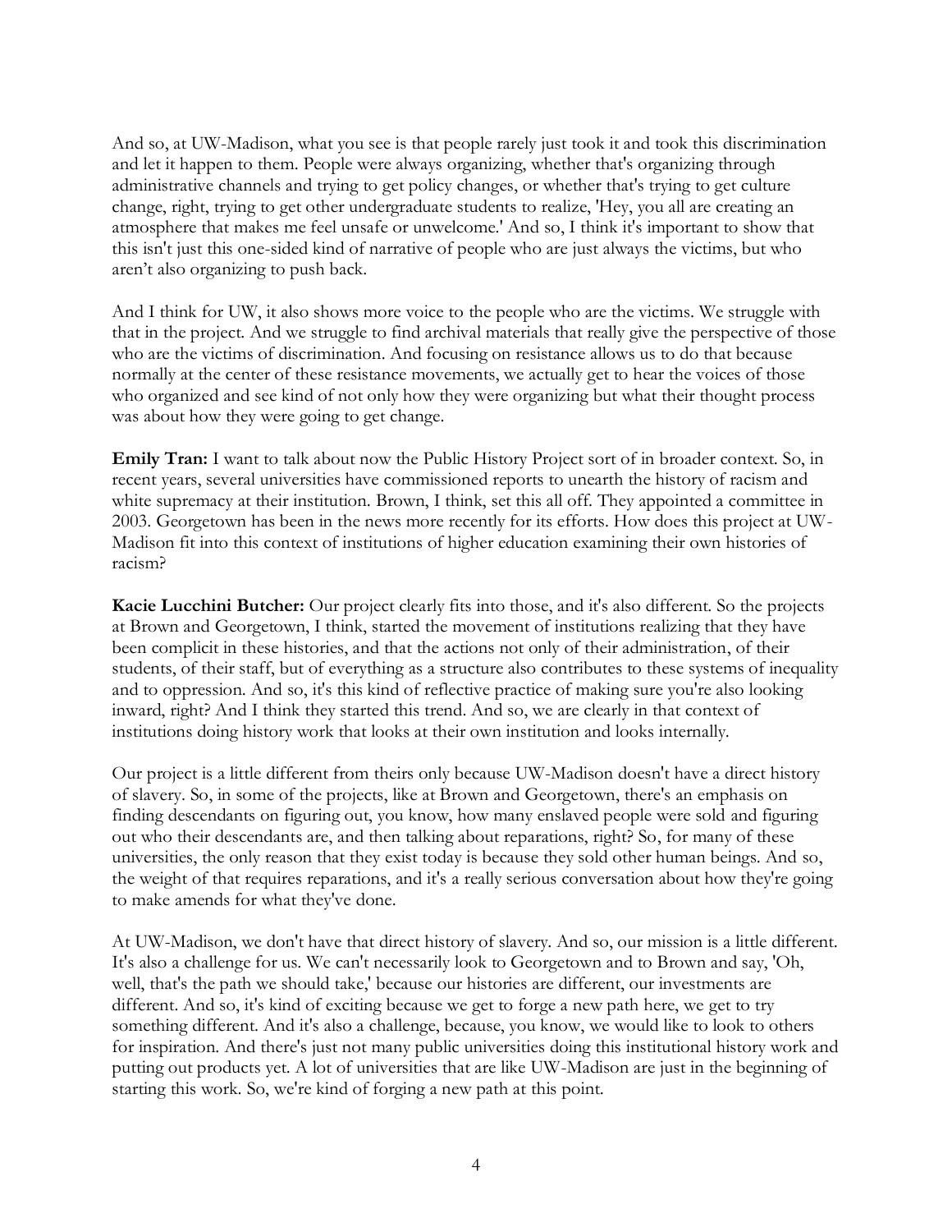And so, at UW-Madison, what you see is that people rarely just took it and took this discrimination and let it happen to them. People were always organizing, whether that's organizing through administrative channels and trying to get policy changes, or whether that's trying to get culture change, right, trying to get other undergraduate students to realize, 'Hey, you all are creating an atmosphere that makes me feel unsafe or unwelcome.' And so, I think it's important to show that this isn't just this one-sided kind of narrative of people who are just always the victims, but who aren't also organizing to push back.

And I think for UW, it also shows more voice to the people who are the victims. We struggle with that in the project. And we struggle to find archival materials that really give the perspective of those who are the victims of discrimination. And focusing on resistance allows us to do that because normally at the center of these resistance movements, we actually get to hear the voices of those who organized and see kind of not only how they were organizing but what their thought process was about how they were going to get change.

**Emily Tran:** I want to talk about now the Public History Project sort of in broader context. So, in recent years, several universities have commissioned reports to unearth the history of racism and white supremacy at their institution. Brown, I think, set this all off. They appointed a committee in 2003. Georgetown has been in the news more recently for its efforts. How does this project at UW-Madison fit into this context of institutions of higher education examining their own histories of racism?

**Kacie Lucchini Butcher:** Our project clearly fits into those, and it's also different. So the projects at Brown and Georgetown, I think, started the movement of institutions realizing that they have been complicit in these histories, and that the actions not only of their administration, of their students, of their staff, but of everything as a structure also contributes to these systems of inequality and to oppression. And so, it's this kind of reflective practice of making sure you're also looking inward, right? And I think they started this trend. And so, we are clearly in that context of institutions doing history work that looks at their own institution and looks internally.

Our project is a little different from theirs only because UW-Madison doesn't have a direct history of slavery. So, in some of the projects, like at Brown and Georgetown, there's an emphasis on finding descendants on figuring out, you know, how many enslaved people were sold and figuring out who their descendants are, and then talking about reparations, right? So, for many of these universities, the only reason that they exist today is because they sold other human beings. And so, the weight of that requires reparations, and it's a really serious conversation about how they're going to make amends for what they've done.

At UW-Madison, we don't have that direct history of slavery. And so, our mission is a little different. It's also a challenge for us. We can't necessarily look to Georgetown and to Brown and say, 'Oh, well, that's the path we should take,' because our histories are different, our investments are different. And so, it's kind of exciting because we get to forge a new path here, we get to try something different. And it's also a challenge, because, you know, we would like to look to others for inspiration. And there's just not many public universities doing this institutional history work and putting out products yet. A lot of universities that are like UW-Madison are just in the beginning of starting this work. So, we're kind of forging a new path at this point.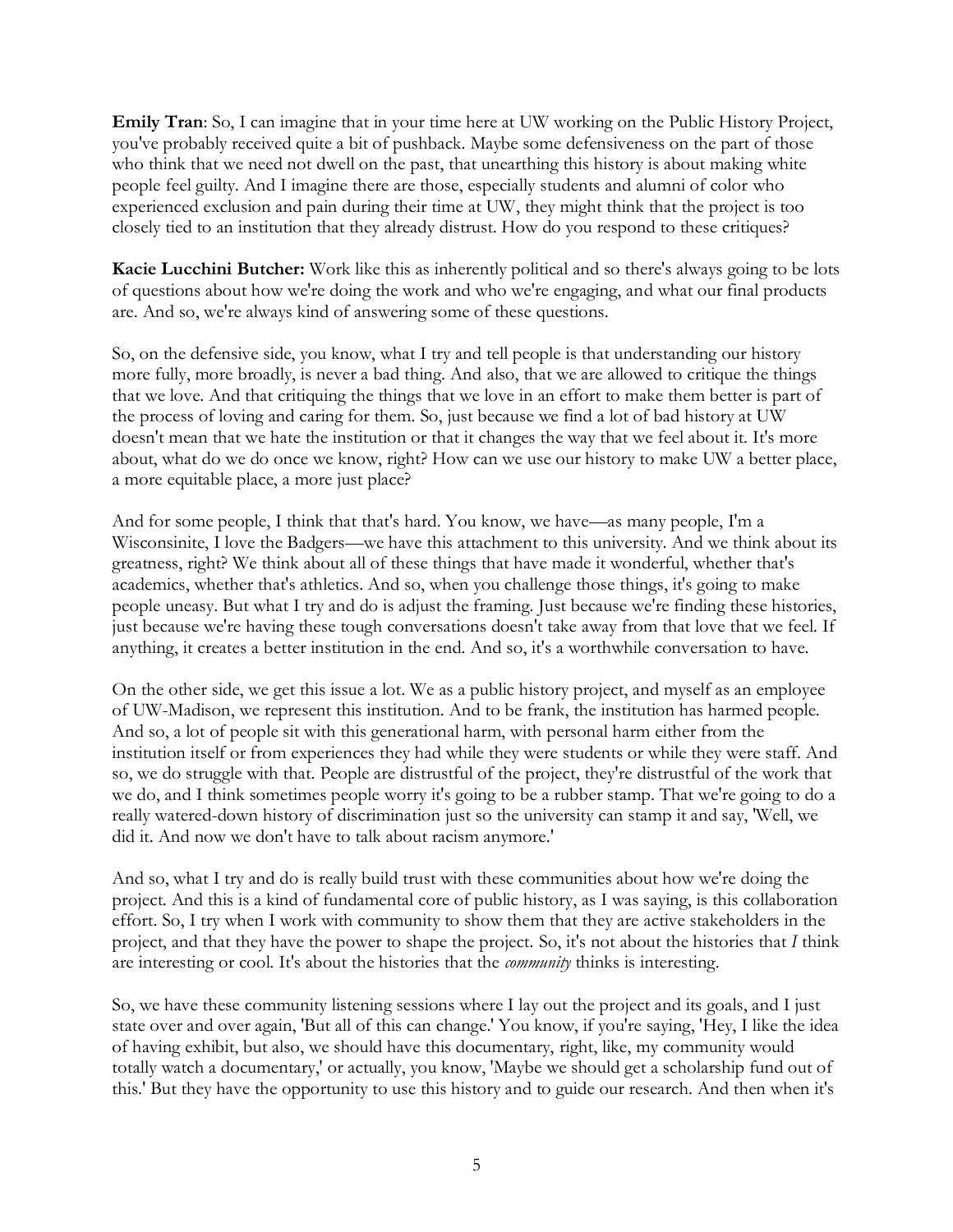**Emily Tran**: So, I can imagine that in your time here at UW working on the Public History Project, you've probably received quite a bit of pushback. Maybe some defensiveness on the part of those who think that we need not dwell on the past, that unearthing this history is about making white people feel guilty. And I imagine there are those, especially students and alumni of color who experienced exclusion and pain during their time at UW, they might think that the project is too closely tied to an institution that they already distrust. How do you respond to these critiques?

**Kacie Lucchini Butcher:** Work like this as inherently political and so there's always going to be lots of questions about how we're doing the work and who we're engaging, and what our final products are. And so, we're always kind of answering some of these questions.

So, on the defensive side, you know, what I try and tell people is that understanding our history more fully, more broadly, is never a bad thing. And also, that we are allowed to critique the things that we love. And that critiquing the things that we love in an effort to make them better is part of the process of loving and caring for them. So, just because we find a lot of bad history at UW doesn't mean that we hate the institution or that it changes the way that we feel about it. It's more about, what do we do once we know, right? How can we use our history to make UW a better place, a more equitable place, a more just place?

And for some people, I think that that's hard. You know, we have—as many people, I'm a Wisconsinite, I love the Badgers—we have this attachment to this university. And we think about its greatness, right? We think about all of these things that have made it wonderful, whether that's academics, whether that's athletics. And so, when you challenge those things, it's going to make people uneasy. But what I try and do is adjust the framing. Just because we're finding these histories, just because we're having these tough conversations doesn't take away from that love that we feel. If anything, it creates a better institution in the end. And so, it's a worthwhile conversation to have.

On the other side, we get this issue a lot. We as a public history project, and myself as an employee of UW-Madison, we represent this institution. And to be frank, the institution has harmed people. And so, a lot of people sit with this generational harm, with personal harm either from the institution itself or from experiences they had while they were students or while they were staff. And so, we do struggle with that. People are distrustful of the project, they're distrustful of the work that we do, and I think sometimes people worry it's going to be a rubber stamp. That we're going to do a really watered-down history of discrimination just so the university can stamp it and say, 'Well, we did it. And now we don't have to talk about racism anymore.'

And so, what I try and do is really build trust with these communities about how we're doing the project. And this is a kind of fundamental core of public history, as I was saying, is this collaboration effort. So, I try when I work with community to show them that they are active stakeholders in the project, and that they have the power to shape the project. So, it's not about the histories that *I* think are interesting or cool. It's about the histories that the *community* thinks is interesting.

So, we have these community listening sessions where I lay out the project and its goals, and I just state over and over again, 'But all of this can change.' You know, if you're saying, 'Hey, I like the idea of having exhibit, but also, we should have this documentary, right, like, my community would totally watch a documentary,' or actually, you know, 'Maybe we should get a scholarship fund out of this.' But they have the opportunity to use this history and to guide our research. And then when it's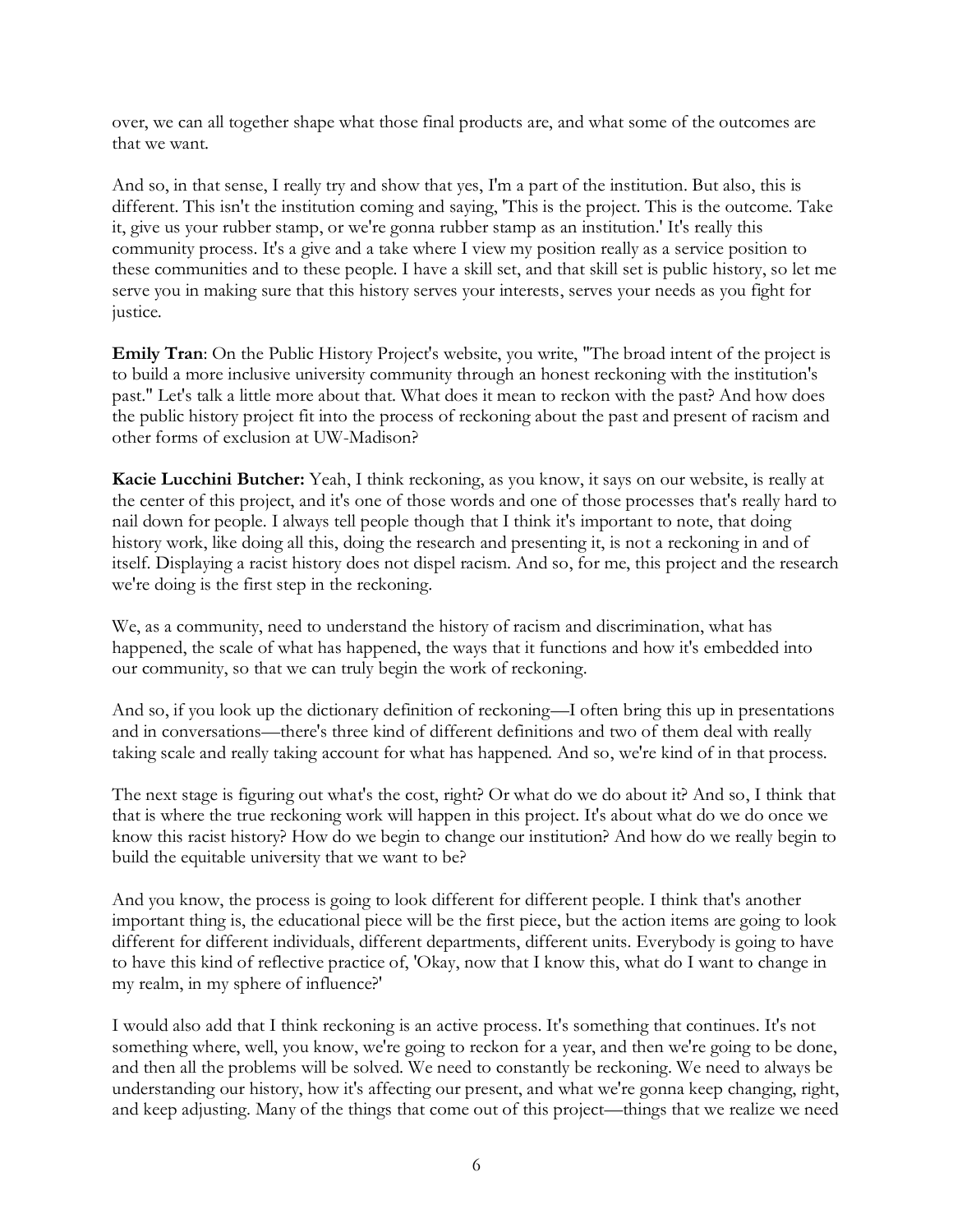over, we can all together shape what those final products are, and what some of the outcomes are that we want.

And so, in that sense, I really try and show that yes, I'm a part of the institution. But also, this is different. This isn't the institution coming and saying, 'This is the project. This is the outcome. Take it, give us your rubber stamp, or we're gonna rubber stamp as an institution.' It's really this community process. It's a give and a take where I view my position really as a service position to these communities and to these people. I have a skill set, and that skill set is public history, so let me serve you in making sure that this history serves your interests, serves your needs as you fight for justice.

**Emily Tran**: On the Public History Project's website, you write, "The broad intent of the project is to build a more inclusive university community through an honest reckoning with the institution's past." Let's talk a little more about that. What does it mean to reckon with the past? And how does the public history project fit into the process of reckoning about the past and present of racism and other forms of exclusion at UW-Madison?

**Kacie Lucchini Butcher:** Yeah, I think reckoning, as you know, it says on our website, is really at the center of this project, and it's one of those words and one of those processes that's really hard to nail down for people. I always tell people though that I think it's important to note, that doing history work, like doing all this, doing the research and presenting it, is not a reckoning in and of itself. Displaying a racist history does not dispel racism. And so, for me, this project and the research we're doing is the first step in the reckoning.

We, as a community, need to understand the history of racism and discrimination, what has happened, the scale of what has happened, the ways that it functions and how it's embedded into our community, so that we can truly begin the work of reckoning.

And so, if you look up the dictionary definition of reckoning—I often bring this up in presentations and in conversations—there's three kind of different definitions and two of them deal with really taking scale and really taking account for what has happened. And so, we're kind of in that process.

The next stage is figuring out what's the cost, right? Or what do we do about it? And so, I think that that is where the true reckoning work will happen in this project. It's about what do we do once we know this racist history? How do we begin to change our institution? And how do we really begin to build the equitable university that we want to be?

And you know, the process is going to look different for different people. I think that's another important thing is, the educational piece will be the first piece, but the action items are going to look different for different individuals, different departments, different units. Everybody is going to have to have this kind of reflective practice of, 'Okay, now that I know this, what do I want to change in my realm, in my sphere of influence?'

I would also add that I think reckoning is an active process. It's something that continues. It's not something where, well, you know, we're going to reckon for a year, and then we're going to be done, and then all the problems will be solved. We need to constantly be reckoning. We need to always be understanding our history, how it's affecting our present, and what we're gonna keep changing, right, and keep adjusting. Many of the things that come out of this project—things that we realize we need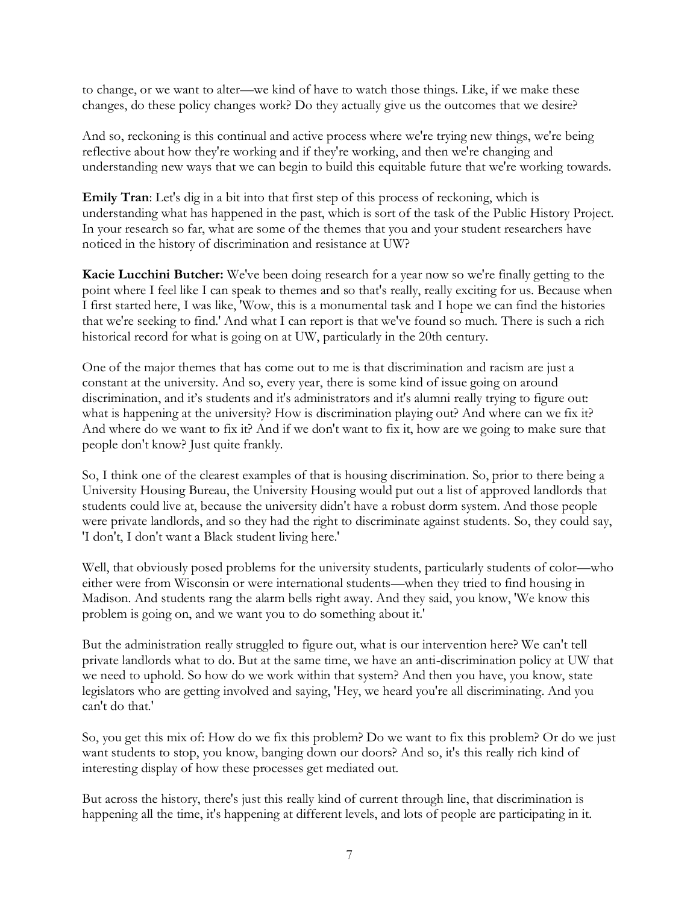to change, or we want to alter—we kind of have to watch those things. Like, if we make these changes, do these policy changes work? Do they actually give us the outcomes that we desire?

And so, reckoning is this continual and active process where we're trying new things, we're being reflective about how they're working and if they're working, and then we're changing and understanding new ways that we can begin to build this equitable future that we're working towards.

**Emily Tran**: Let's dig in a bit into that first step of this process of reckoning, which is understanding what has happened in the past, which is sort of the task of the Public History Project. In your research so far, what are some of the themes that you and your student researchers have noticed in the history of discrimination and resistance at UW?

**Kacie Lucchini Butcher:** We've been doing research for a year now so we're finally getting to the point where I feel like I can speak to themes and so that's really, really exciting for us. Because when I first started here, I was like, 'Wow, this is a monumental task and I hope we can find the histories that we're seeking to find.' And what I can report is that we've found so much. There is such a rich historical record for what is going on at UW, particularly in the 20th century.

One of the major themes that has come out to me is that discrimination and racism are just a constant at the university. And so, every year, there is some kind of issue going on around discrimination, and it's students and it's administrators and it's alumni really trying to figure out: what is happening at the university? How is discrimination playing out? And where can we fix it? And where do we want to fix it? And if we don't want to fix it, how are we going to make sure that people don't know? Just quite frankly.

So, I think one of the clearest examples of that is housing discrimination. So, prior to there being a University Housing Bureau, the University Housing would put out a list of approved landlords that students could live at, because the university didn't have a robust dorm system. And those people were private landlords, and so they had the right to discriminate against students. So, they could say, 'I don't, I don't want a Black student living here.'

Well, that obviously posed problems for the university students, particularly students of color—who either were from Wisconsin or were international students—when they tried to find housing in Madison. And students rang the alarm bells right away. And they said, you know, 'We know this problem is going on, and we want you to do something about it.'

But the administration really struggled to figure out, what is our intervention here? We can't tell private landlords what to do. But at the same time, we have an anti-discrimination policy at UW that we need to uphold. So how do we work within that system? And then you have, you know, state legislators who are getting involved and saying, 'Hey, we heard you're all discriminating. And you can't do that.'

So, you get this mix of: How do we fix this problem? Do we want to fix this problem? Or do we just want students to stop, you know, banging down our doors? And so, it's this really rich kind of interesting display of how these processes get mediated out.

But across the history, there's just this really kind of current through line, that discrimination is happening all the time, it's happening at different levels, and lots of people are participating in it.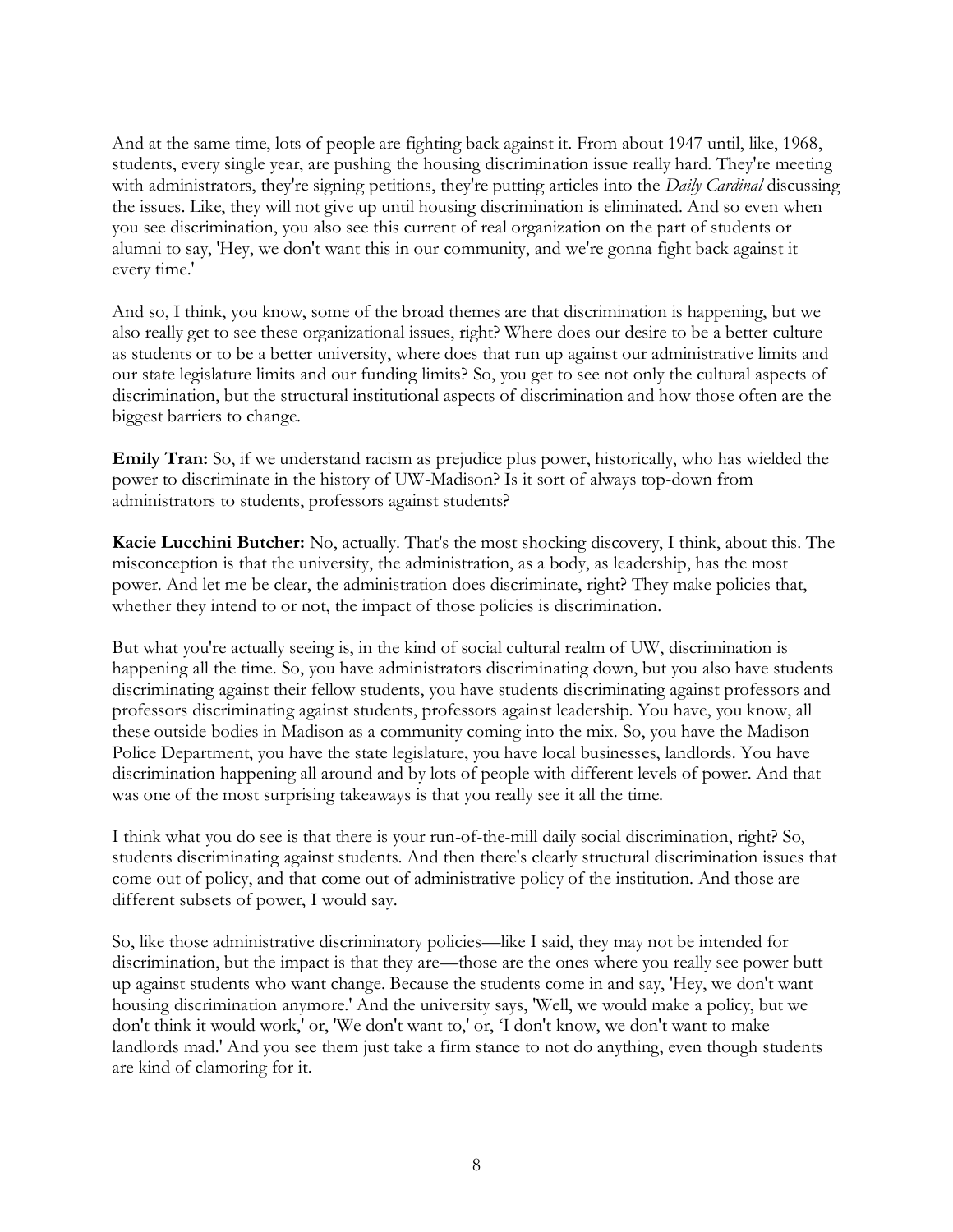And at the same time, lots of people are fighting back against it. From about 1947 until, like, 1968, students, every single year, are pushing the housing discrimination issue really hard. They're meeting with administrators, they're signing petitions, they're putting articles into the *Daily Cardinal* discussing the issues. Like, they will not give up until housing discrimination is eliminated. And so even when you see discrimination, you also see this current of real organization on the part of students or alumni to say, 'Hey, we don't want this in our community, and we're gonna fight back against it every time.'

And so, I think, you know, some of the broad themes are that discrimination is happening, but we also really get to see these organizational issues, right? Where does our desire to be a better culture as students or to be a better university, where does that run up against our administrative limits and our state legislature limits and our funding limits? So, you get to see not only the cultural aspects of discrimination, but the structural institutional aspects of discrimination and how those often are the biggest barriers to change.

**Emily Tran:** So, if we understand racism as prejudice plus power, historically, who has wielded the power to discriminate in the history of UW-Madison? Is it sort of always top-down from administrators to students, professors against students?

**Kacie Lucchini Butcher:** No, actually. That's the most shocking discovery, I think, about this. The misconception is that the university, the administration, as a body, as leadership, has the most power. And let me be clear, the administration does discriminate, right? They make policies that, whether they intend to or not, the impact of those policies is discrimination.

But what you're actually seeing is, in the kind of social cultural realm of UW, discrimination is happening all the time. So, you have administrators discriminating down, but you also have students discriminating against their fellow students, you have students discriminating against professors and professors discriminating against students, professors against leadership. You have, you know, all these outside bodies in Madison as a community coming into the mix. So, you have the Madison Police Department, you have the state legislature, you have local businesses, landlords. You have discrimination happening all around and by lots of people with different levels of power. And that was one of the most surprising takeaways is that you really see it all the time.

I think what you do see is that there is your run-of-the-mill daily social discrimination, right? So, students discriminating against students. And then there's clearly structural discrimination issues that come out of policy, and that come out of administrative policy of the institution. And those are different subsets of power, I would say.

So, like those administrative discriminatory policies—like I said, they may not be intended for discrimination, but the impact is that they are—those are the ones where you really see power butt up against students who want change. Because the students come in and say, 'Hey, we don't want housing discrimination anymore.' And the university says, 'Well, we would make a policy, but we don't think it would work,' or, 'We don't want to,' or, 'I don't know, we don't want to make landlords mad.' And you see them just take a firm stance to not do anything, even though students are kind of clamoring for it.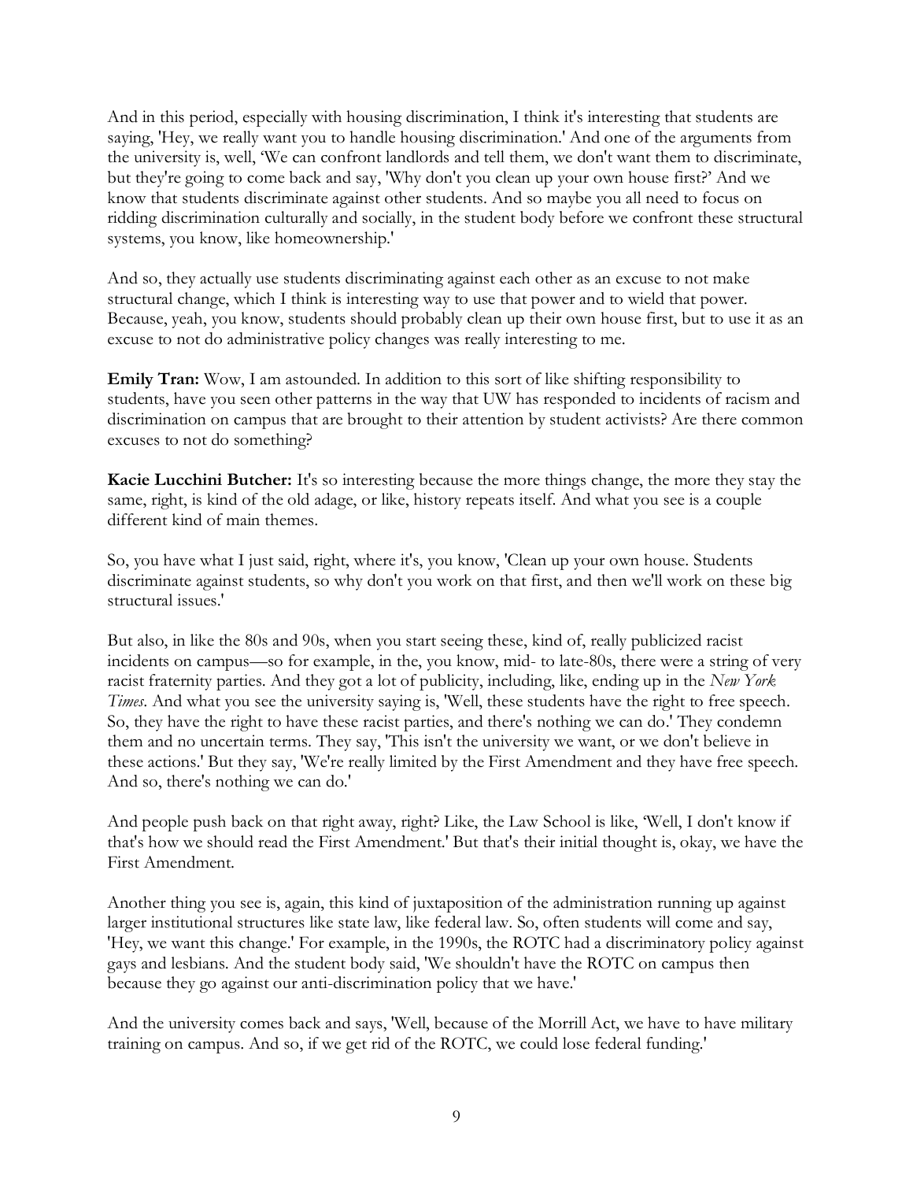And in this period, especially with housing discrimination, I think it's interesting that students are saying, 'Hey, we really want you to handle housing discrimination.' And one of the arguments from the university is, well, 'We can confront landlords and tell them, we don't want them to discriminate, but they're going to come back and say, 'Why don't you clean up your own house first?' And we know that students discriminate against other students. And so maybe you all need to focus on ridding discrimination culturally and socially, in the student body before we confront these structural systems, you know, like homeownership.'

And so, they actually use students discriminating against each other as an excuse to not make structural change, which I think is interesting way to use that power and to wield that power. Because, yeah, you know, students should probably clean up their own house first, but to use it as an excuse to not do administrative policy changes was really interesting to me.

**Emily Tran:** Wow, I am astounded. In addition to this sort of like shifting responsibility to students, have you seen other patterns in the way that UW has responded to incidents of racism and discrimination on campus that are brought to their attention by student activists? Are there common excuses to not do something?

**Kacie Lucchini Butcher:** It's so interesting because the more things change, the more they stay the same, right, is kind of the old adage, or like, history repeats itself. And what you see is a couple different kind of main themes.

So, you have what I just said, right, where it's, you know, 'Clean up your own house. Students discriminate against students, so why don't you work on that first, and then we'll work on these big structural issues.'

But also, in like the 80s and 90s, when you start seeing these, kind of, really publicized racist incidents on campus—so for example, in the, you know, mid- to late-80s, there were a string of very racist fraternity parties. And they got a lot of publicity, including, like, ending up in the *New York Times*. And what you see the university saying is, 'Well, these students have the right to free speech. So, they have the right to have these racist parties, and there's nothing we can do.' They condemn them and no uncertain terms. They say, 'This isn't the university we want, or we don't believe in these actions.' But they say, 'We're really limited by the First Amendment and they have free speech. And so, there's nothing we can do.'

And people push back on that right away, right? Like, the Law School is like, 'Well, I don't know if that's how we should read the First Amendment.' But that's their initial thought is, okay, we have the First Amendment.

Another thing you see is, again, this kind of juxtaposition of the administration running up against larger institutional structures like state law, like federal law. So, often students will come and say, 'Hey, we want this change.' For example, in the 1990s, the ROTC had a discriminatory policy against gays and lesbians. And the student body said, 'We shouldn't have the ROTC on campus then because they go against our anti-discrimination policy that we have.'

And the university comes back and says, 'Well, because of the Morrill Act, we have to have military training on campus. And so, if we get rid of the ROTC, we could lose federal funding.'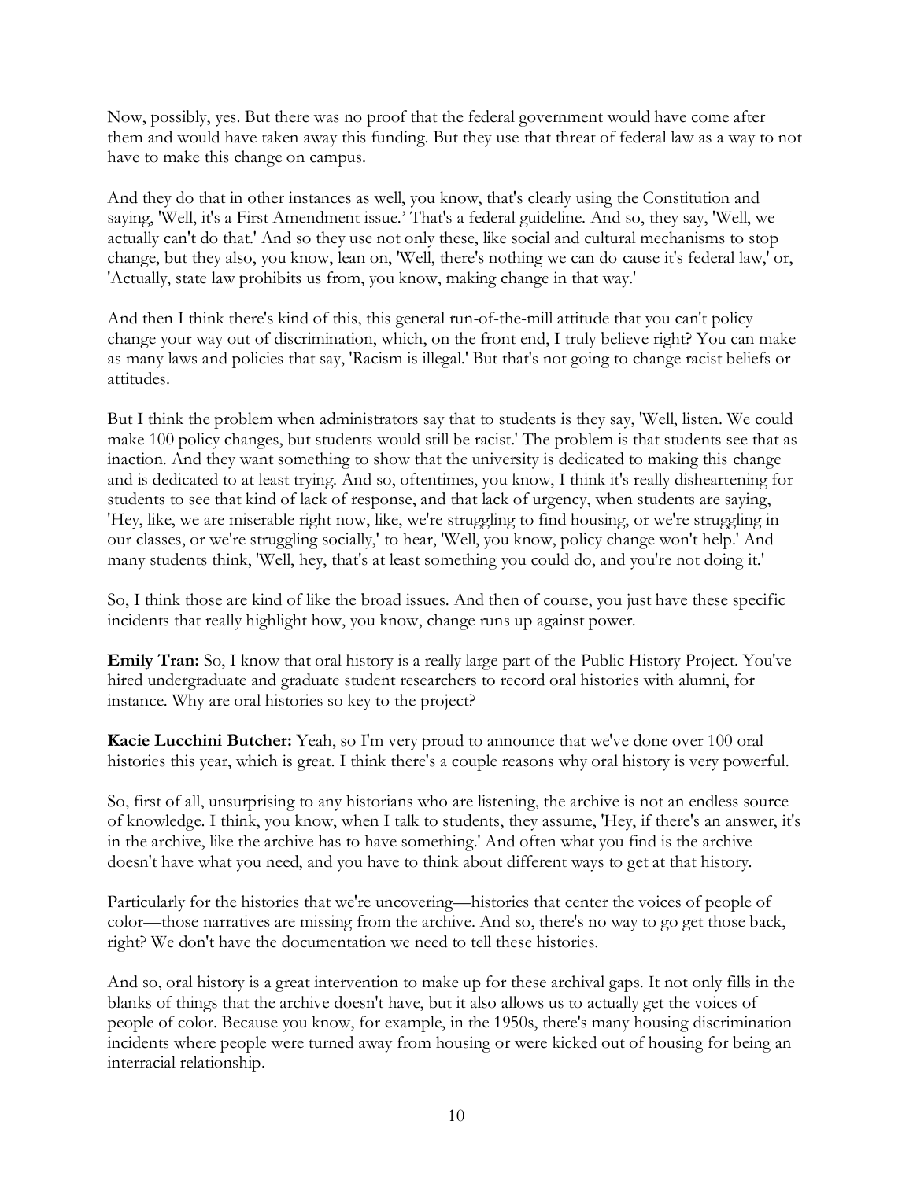Now, possibly, yes. But there was no proof that the federal government would have come after them and would have taken away this funding. But they use that threat of federal law as a way to not have to make this change on campus.

And they do that in other instances as well, you know, that's clearly using the Constitution and saying, 'Well, it's a First Amendment issue.' That's a federal guideline. And so, they say, 'Well, we actually can't do that.' And so they use not only these, like social and cultural mechanisms to stop change, but they also, you know, lean on, 'Well, there's nothing we can do cause it's federal law,' or, 'Actually, state law prohibits us from, you know, making change in that way.'

And then I think there's kind of this, this general run-of-the-mill attitude that you can't policy change your way out of discrimination, which, on the front end, I truly believe right? You can make as many laws and policies that say, 'Racism is illegal.' But that's not going to change racist beliefs or attitudes.

But I think the problem when administrators say that to students is they say, 'Well, listen. We could make 100 policy changes, but students would still be racist.' The problem is that students see that as inaction. And they want something to show that the university is dedicated to making this change and is dedicated to at least trying. And so, oftentimes, you know, I think it's really disheartening for students to see that kind of lack of response, and that lack of urgency, when students are saying, 'Hey, like, we are miserable right now, like, we're struggling to find housing, or we're struggling in our classes, or we're struggling socially,' to hear, 'Well, you know, policy change won't help.' And many students think, 'Well, hey, that's at least something you could do, and you're not doing it.'

So, I think those are kind of like the broad issues. And then of course, you just have these specific incidents that really highlight how, you know, change runs up against power.

**Emily Tran:** So, I know that oral history is a really large part of the Public History Project. You've hired undergraduate and graduate student researchers to record oral histories with alumni, for instance. Why are oral histories so key to the project?

**Kacie Lucchini Butcher:** Yeah, so I'm very proud to announce that we've done over 100 oral histories this year, which is great. I think there's a couple reasons why oral history is very powerful.

So, first of all, unsurprising to any historians who are listening, the archive is not an endless source of knowledge. I think, you know, when I talk to students, they assume, 'Hey, if there's an answer, it's in the archive, like the archive has to have something.' And often what you find is the archive doesn't have what you need, and you have to think about different ways to get at that history.

Particularly for the histories that we're uncovering—histories that center the voices of people of color—those narratives are missing from the archive. And so, there's no way to go get those back, right? We don't have the documentation we need to tell these histories.

And so, oral history is a great intervention to make up for these archival gaps. It not only fills in the blanks of things that the archive doesn't have, but it also allows us to actually get the voices of people of color. Because you know, for example, in the 1950s, there's many housing discrimination incidents where people were turned away from housing or were kicked out of housing for being an interracial relationship.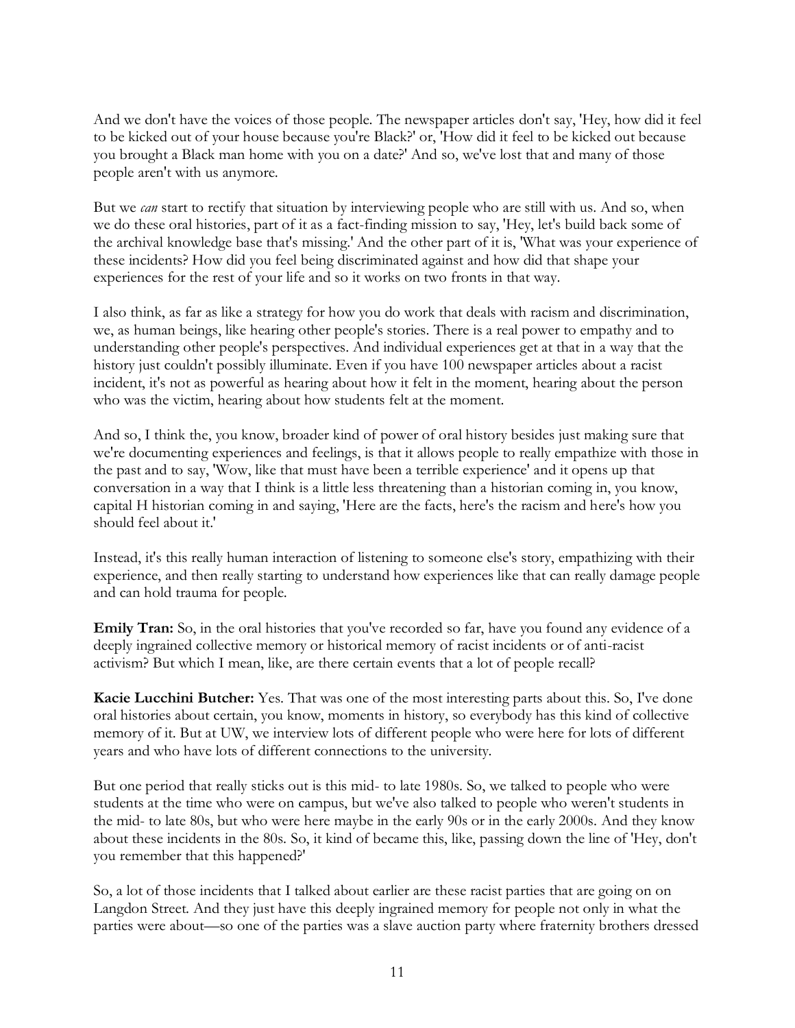And we don't have the voices of those people. The newspaper articles don't say, 'Hey, how did it feel to be kicked out of your house because you're Black?' or, 'How did it feel to be kicked out because you brought a Black man home with you on a date?' And so, we've lost that and many of those people aren't with us anymore.

But we *can* start to rectify that situation by interviewing people who are still with us. And so, when we do these oral histories, part of it as a fact-finding mission to say, 'Hey, let's build back some of the archival knowledge base that's missing.' And the other part of it is, 'What was your experience of these incidents? How did you feel being discriminated against and how did that shape your experiences for the rest of your life and so it works on two fronts in that way.

I also think, as far as like a strategy for how you do work that deals with racism and discrimination, we, as human beings, like hearing other people's stories. There is a real power to empathy and to understanding other people's perspectives. And individual experiences get at that in a way that the history just couldn't possibly illuminate. Even if you have 100 newspaper articles about a racist incident, it's not as powerful as hearing about how it felt in the moment, hearing about the person who was the victim, hearing about how students felt at the moment.

And so, I think the, you know, broader kind of power of oral history besides just making sure that we're documenting experiences and feelings, is that it allows people to really empathize with those in the past and to say, 'Wow, like that must have been a terrible experience' and it opens up that conversation in a way that I think is a little less threatening than a historian coming in, you know, capital H historian coming in and saying, 'Here are the facts, here's the racism and here's how you should feel about it.'

Instead, it's this really human interaction of listening to someone else's story, empathizing with their experience, and then really starting to understand how experiences like that can really damage people and can hold trauma for people.

**Emily Tran:** So, in the oral histories that you've recorded so far, have you found any evidence of a deeply ingrained collective memory or historical memory of racist incidents or of anti-racist activism? But which I mean, like, are there certain events that a lot of people recall?

**Kacie Lucchini Butcher:** Yes. That was one of the most interesting parts about this. So, I've done oral histories about certain, you know, moments in history, so everybody has this kind of collective memory of it. But at UW, we interview lots of different people who were here for lots of different years and who have lots of different connections to the university.

But one period that really sticks out is this mid- to late 1980s. So, we talked to people who were students at the time who were on campus, but we've also talked to people who weren't students in the mid- to late 80s, but who were here maybe in the early 90s or in the early 2000s. And they know about these incidents in the 80s. So, it kind of became this, like, passing down the line of 'Hey, don't you remember that this happened?'

So, a lot of those incidents that I talked about earlier are these racist parties that are going on on Langdon Street. And they just have this deeply ingrained memory for people not only in what the parties were about—so one of the parties was a slave auction party where fraternity brothers dressed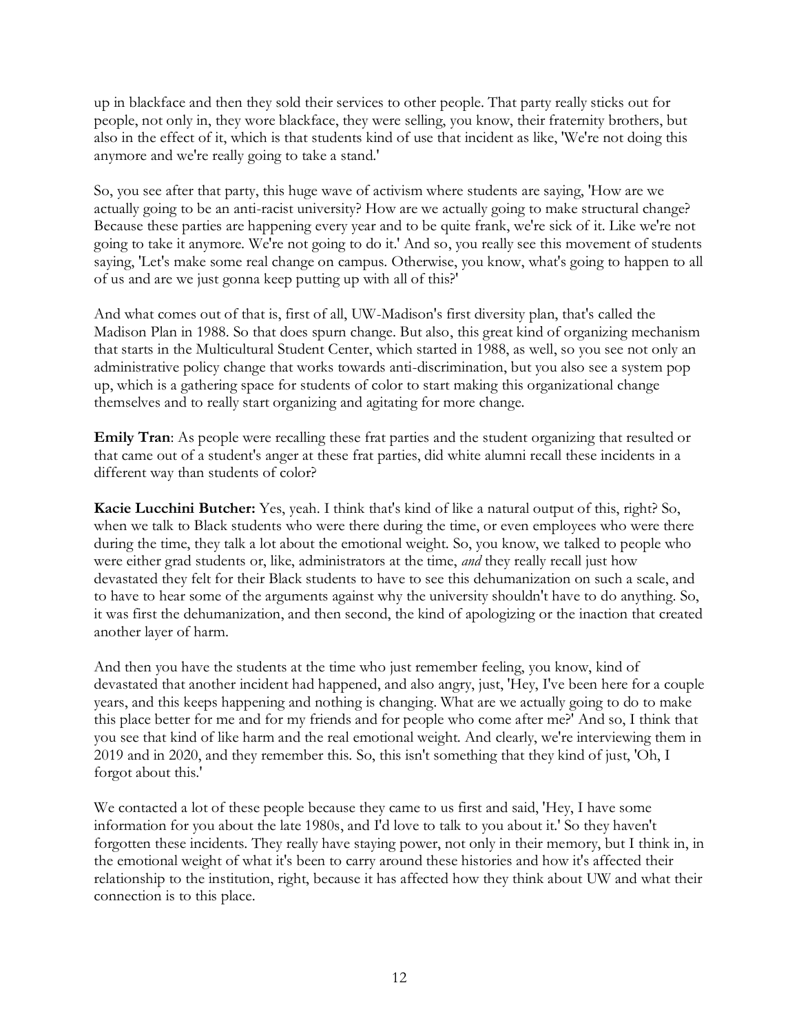up in blackface and then they sold their services to other people. That party really sticks out for people, not only in, they wore blackface, they were selling, you know, their fraternity brothers, but also in the effect of it, which is that students kind of use that incident as like, 'We're not doing this anymore and we're really going to take a stand.'

So, you see after that party, this huge wave of activism where students are saying, 'How are we actually going to be an anti-racist university? How are we actually going to make structural change? Because these parties are happening every year and to be quite frank, we're sick of it. Like we're not going to take it anymore. We're not going to do it.' And so, you really see this movement of students saying, 'Let's make some real change on campus. Otherwise, you know, what's going to happen to all of us and are we just gonna keep putting up with all of this?'

And what comes out of that is, first of all, UW-Madison's first diversity plan, that's called the Madison Plan in 1988. So that does spurn change. But also, this great kind of organizing mechanism that starts in the Multicultural Student Center, which started in 1988, as well, so you see not only an administrative policy change that works towards anti-discrimination, but you also see a system pop up, which is a gathering space for students of color to start making this organizational change themselves and to really start organizing and agitating for more change.

**Emily Tran**: As people were recalling these frat parties and the student organizing that resulted or that came out of a student's anger at these frat parties, did white alumni recall these incidents in a different way than students of color?

**Kacie Lucchini Butcher:** Yes, yeah. I think that's kind of like a natural output of this, right? So, when we talk to Black students who were there during the time, or even employees who were there during the time, they talk a lot about the emotional weight. So, you know, we talked to people who were either grad students or, like, administrators at the time, *and* they really recall just how devastated they felt for their Black students to have to see this dehumanization on such a scale, and to have to hear some of the arguments against why the university shouldn't have to do anything. So, it was first the dehumanization, and then second, the kind of apologizing or the inaction that created another layer of harm.

And then you have the students at the time who just remember feeling, you know, kind of devastated that another incident had happened, and also angry, just, 'Hey, I've been here for a couple years, and this keeps happening and nothing is changing. What are we actually going to do to make this place better for me and for my friends and for people who come after me?' And so, I think that you see that kind of like harm and the real emotional weight. And clearly, we're interviewing them in 2019 and in 2020, and they remember this. So, this isn't something that they kind of just, 'Oh, I forgot about this.'

We contacted a lot of these people because they came to us first and said, 'Hey, I have some information for you about the late 1980s, and I'd love to talk to you about it.' So they haven't forgotten these incidents. They really have staying power, not only in their memory, but I think in, in the emotional weight of what it's been to carry around these histories and how it's affected their relationship to the institution, right, because it has affected how they think about UW and what their connection is to this place.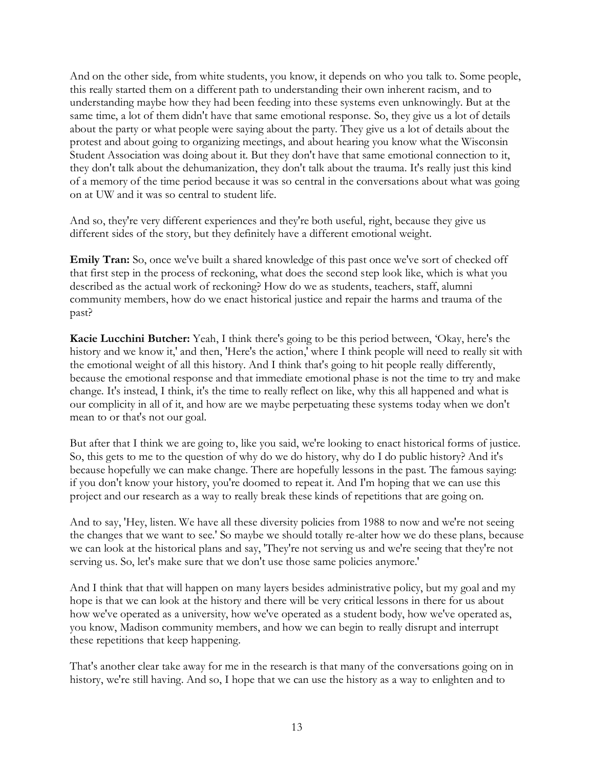And on the other side, from white students, you know, it depends on who you talk to. Some people, this really started them on a different path to understanding their own inherent racism, and to understanding maybe how they had been feeding into these systems even unknowingly. But at the same time, a lot of them didn't have that same emotional response. So, they give us a lot of details about the party or what people were saying about the party. They give us a lot of details about the protest and about going to organizing meetings, and about hearing you know what the Wisconsin Student Association was doing about it. But they don't have that same emotional connection to it, they don't talk about the dehumanization, they don't talk about the trauma. It's really just this kind of a memory of the time period because it was so central in the conversations about what was going on at UW and it was so central to student life.

And so, they're very different experiences and they're both useful, right, because they give us different sides of the story, but they definitely have a different emotional weight.

**Emily Tran:** So, once we've built a shared knowledge of this past once we've sort of checked off that first step in the process of reckoning, what does the second step look like, which is what you described as the actual work of reckoning? How do we as students, teachers, staff, alumni community members, how do we enact historical justice and repair the harms and trauma of the past?

**Kacie Lucchini Butcher:** Yeah, I think there's going to be this period between, 'Okay, here's the history and we know it,' and then, 'Here's the action,' where I think people will need to really sit with the emotional weight of all this history. And I think that's going to hit people really differently, because the emotional response and that immediate emotional phase is not the time to try and make change. It's instead, I think, it's the time to really reflect on like, why this all happened and what is our complicity in all of it, and how are we maybe perpetuating these systems today when we don't mean to or that's not our goal.

But after that I think we are going to, like you said, we're looking to enact historical forms of justice. So, this gets to me to the question of why do we do history, why do I do public history? And it's because hopefully we can make change. There are hopefully lessons in the past. The famous saying: if you don't know your history, you're doomed to repeat it. And I'm hoping that we can use this project and our research as a way to really break these kinds of repetitions that are going on.

And to say, 'Hey, listen. We have all these diversity policies from 1988 to now and we're not seeing the changes that we want to see.' So maybe we should totally re-alter how we do these plans, because we can look at the historical plans and say, 'They're not serving us and we're seeing that they're not serving us. So, let's make sure that we don't use those same policies anymore.'

And I think that that will happen on many layers besides administrative policy, but my goal and my hope is that we can look at the history and there will be very critical lessons in there for us about how we've operated as a university, how we've operated as a student body, how we've operated as, you know, Madison community members, and how we can begin to really disrupt and interrupt these repetitions that keep happening.

That's another clear take away for me in the research is that many of the conversations going on in history, we're still having. And so, I hope that we can use the history as a way to enlighten and to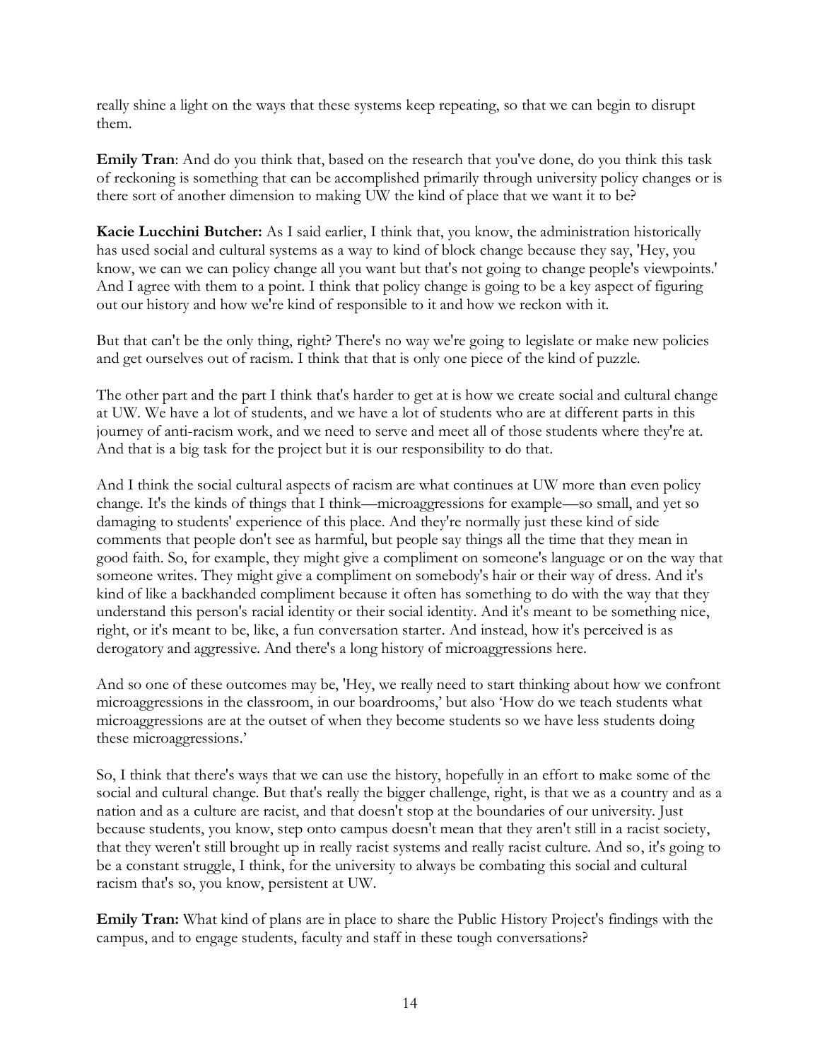really shine a light on the ways that these systems keep repeating, so that we can begin to disrupt them.

**Emily Tran**: And do you think that, based on the research that you've done, do you think this task of reckoning is something that can be accomplished primarily through university policy changes or is there sort of another dimension to making UW the kind of place that we want it to be?

**Kacie Lucchini Butcher:** As I said earlier, I think that, you know, the administration historically has used social and cultural systems as a way to kind of block change because they say, 'Hey, you know, we can we can policy change all you want but that's not going to change people's viewpoints.' And I agree with them to a point. I think that policy change is going to be a key aspect of figuring out our history and how we're kind of responsible to it and how we reckon with it.

But that can't be the only thing, right? There's no way we're going to legislate or make new policies and get ourselves out of racism. I think that that is only one piece of the kind of puzzle.

The other part and the part I think that's harder to get at is how we create social and cultural change at UW. We have a lot of students, and we have a lot of students who are at different parts in this journey of anti-racism work, and we need to serve and meet all of those students where they're at. And that is a big task for the project but it is our responsibility to do that.

And I think the social cultural aspects of racism are what continues at UW more than even policy change. It's the kinds of things that I think—microaggressions for example—so small, and yet so damaging to students' experience of this place. And they're normally just these kind of side comments that people don't see as harmful, but people say things all the time that they mean in good faith. So, for example, they might give a compliment on someone's language or on the way that someone writes. They might give a compliment on somebody's hair or their way of dress. And it's kind of like a backhanded compliment because it often has something to do with the way that they understand this person's racial identity or their social identity. And it's meant to be something nice, right, or it's meant to be, like, a fun conversation starter. And instead, how it's perceived is as derogatory and aggressive. And there's a long history of microaggressions here.

And so one of these outcomes may be, 'Hey, we really need to start thinking about how we confront microaggressions in the classroom, in our boardrooms,' but also 'How do we teach students what microaggressions are at the outset of when they become students so we have less students doing these microaggressions.'

So, I think that there's ways that we can use the history, hopefully in an effort to make some of the social and cultural change. But that's really the bigger challenge, right, is that we as a country and as a nation and as a culture are racist, and that doesn't stop at the boundaries of our university. Just because students, you know, step onto campus doesn't mean that they aren't still in a racist society, that they weren't still brought up in really racist systems and really racist culture. And so, it's going to be a constant struggle, I think, for the university to always be combating this social and cultural racism that's so, you know, persistent at UW.

**Emily Tran:** What kind of plans are in place to share the Public History Project's findings with the campus, and to engage students, faculty and staff in these tough conversations?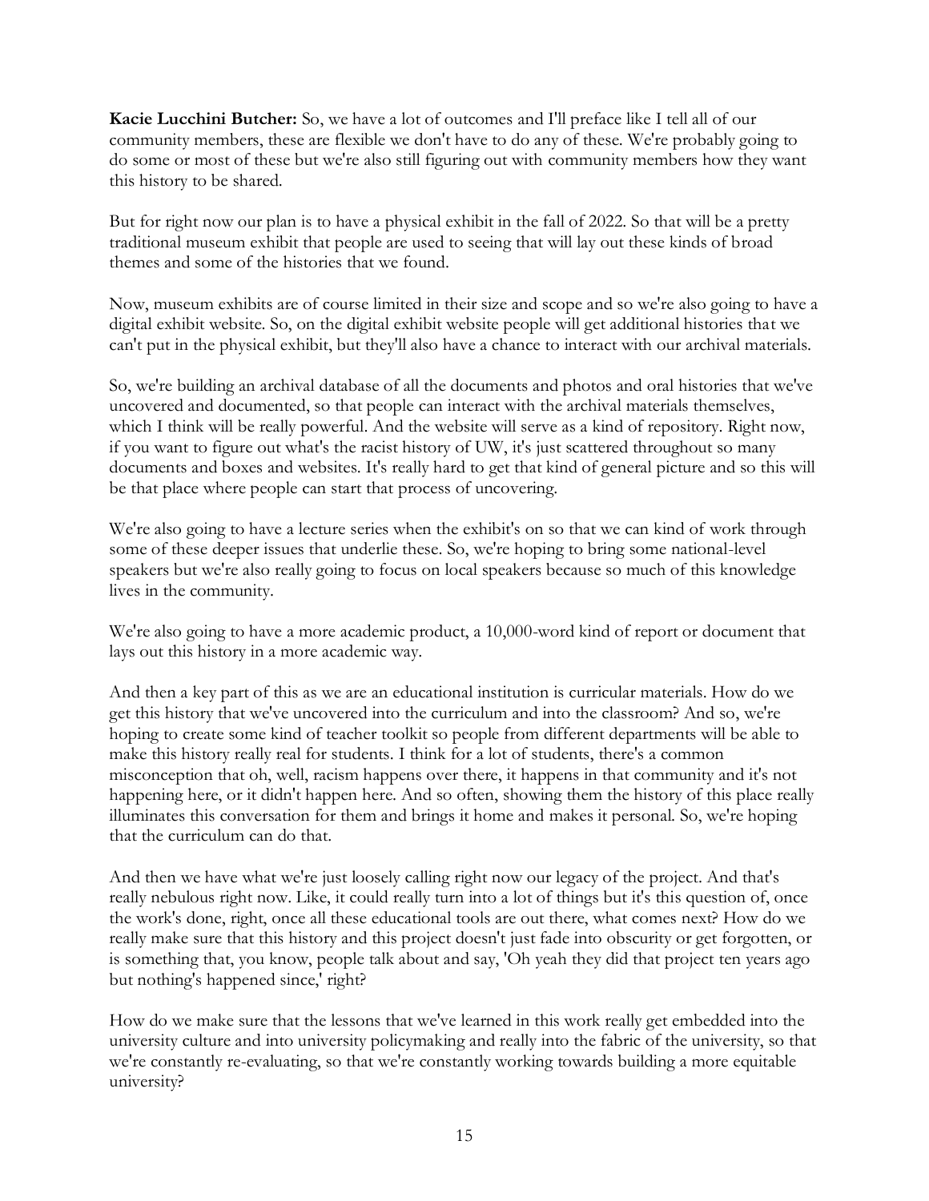**Kacie Lucchini Butcher:** So, we have a lot of outcomes and I'll preface like I tell all of our community members, these are flexible we don't have to do any of these. We're probably going to do some or most of these but we're also still figuring out with community members how they want this history to be shared.

But for right now our plan is to have a physical exhibit in the fall of 2022. So that will be a pretty traditional museum exhibit that people are used to seeing that will lay out these kinds of broad themes and some of the histories that we found.

Now, museum exhibits are of course limited in their size and scope and so we're also going to have a digital exhibit website. So, on the digital exhibit website people will get additional histories that we can't put in the physical exhibit, but they'll also have a chance to interact with our archival materials.

So, we're building an archival database of all the documents and photos and oral histories that we've uncovered and documented, so that people can interact with the archival materials themselves, which I think will be really powerful. And the website will serve as a kind of repository. Right now, if you want to figure out what's the racist history of UW, it's just scattered throughout so many documents and boxes and websites. It's really hard to get that kind of general picture and so this will be that place where people can start that process of uncovering.

We're also going to have a lecture series when the exhibit's on so that we can kind of work through some of these deeper issues that underlie these. So, we're hoping to bring some national-level speakers but we're also really going to focus on local speakers because so much of this knowledge lives in the community.

We're also going to have a more academic product, a 10,000-word kind of report or document that lays out this history in a more academic way.

And then a key part of this as we are an educational institution is curricular materials. How do we get this history that we've uncovered into the curriculum and into the classroom? And so, we're hoping to create some kind of teacher toolkit so people from different departments will be able to make this history really real for students. I think for a lot of students, there's a common misconception that oh, well, racism happens over there, it happens in that community and it's not happening here, or it didn't happen here. And so often, showing them the history of this place really illuminates this conversation for them and brings it home and makes it personal. So, we're hoping that the curriculum can do that.

And then we have what we're just loosely calling right now our legacy of the project. And that's really nebulous right now. Like, it could really turn into a lot of things but it's this question of, once the work's done, right, once all these educational tools are out there, what comes next? How do we really make sure that this history and this project doesn't just fade into obscurity or get forgotten, or is something that, you know, people talk about and say, 'Oh yeah they did that project ten years ago but nothing's happened since,' right?

How do we make sure that the lessons that we've learned in this work really get embedded into the university culture and into university policymaking and really into the fabric of the university, so that we're constantly re-evaluating, so that we're constantly working towards building a more equitable university?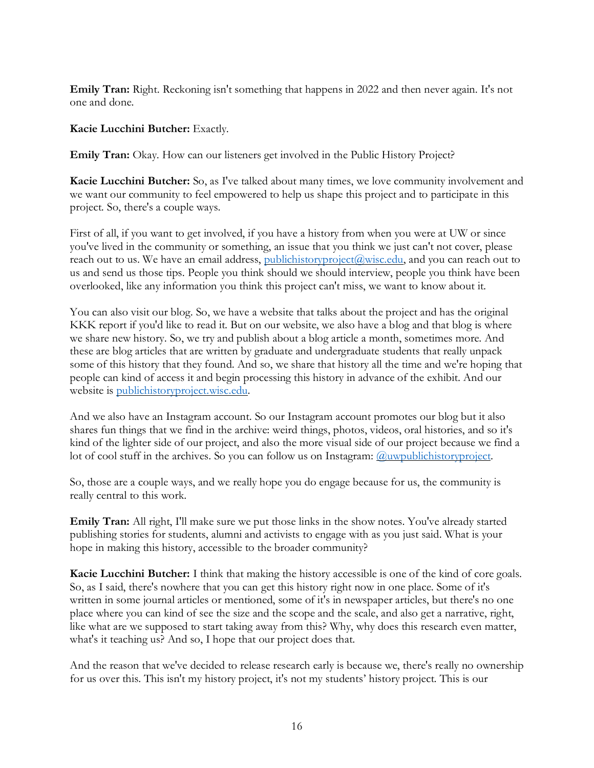**Emily Tran:** Right. Reckoning isn't something that happens in 2022 and then never again. It's not one and done.

**Kacie Lucchini Butcher:** Exactly.

**Emily Tran:** Okay. How can our listeners get involved in the Public History Project?

**Kacie Lucchini Butcher:** So, as I've talked about many times, we love community involvement and we want our community to feel empowered to help us shape this project and to participate in this project. So, there's a couple ways.

First of all, if you want to get involved, if you have a history from when you were at UW or since you've lived in the community or something, an issue that you think we just can't not cover, please reach out to us. We have an email address, publichistoryproject@wisc.edu, and you can reach out to us and send us those tips. People you think should we should interview, people you think have been overlooked, like any information you think this project can't miss, we want to know about it.

You can also visit our blog. So, we have a website that talks about the project and has the original KKK report if you'd like to read it. But on our website, we also have a blog and that blog is where we share new history. So, we try and publish about a blog article a month, sometimes more. And these are blog articles that are written by graduate and undergraduate students that really unpack some of this history that they found. And so, we share that history all the time and we're hoping that people can kind of access it and begin processing this history in advance of the exhibit. And our website is publichistoryproject.wisc.edu.

And we also have an Instagram account. So our Instagram account promotes our blog but it also shares fun things that we find in the archive: weird things, photos, videos, oral histories, and so it's kind of the lighter side of our project, and also the more visual side of our project because we find a lot of cool stuff in the archives. So you can follow us on Instagram: @uwpublichistoryproject.

So, those are a couple ways, and we really hope you do engage because for us, the community is really central to this work.

**Emily Tran:** All right, I'll make sure we put those links in the show notes. You've already started publishing stories for students, alumni and activists to engage with as you just said. What is your hope in making this history, accessible to the broader community?

**Kacie Lucchini Butcher:** I think that making the history accessible is one of the kind of core goals. So, as I said, there's nowhere that you can get this history right now in one place. Some of it's written in some journal articles or mentioned, some of it's in newspaper articles, but there's no one place where you can kind of see the size and the scope and the scale, and also get a narrative, right, like what are we supposed to start taking away from this? Why, why does this research even matter, what's it teaching us? And so, I hope that our project does that.

And the reason that we've decided to release research early is because we, there's really no ownership for us over this. This isn't my history project, it's not my students' history project. This is our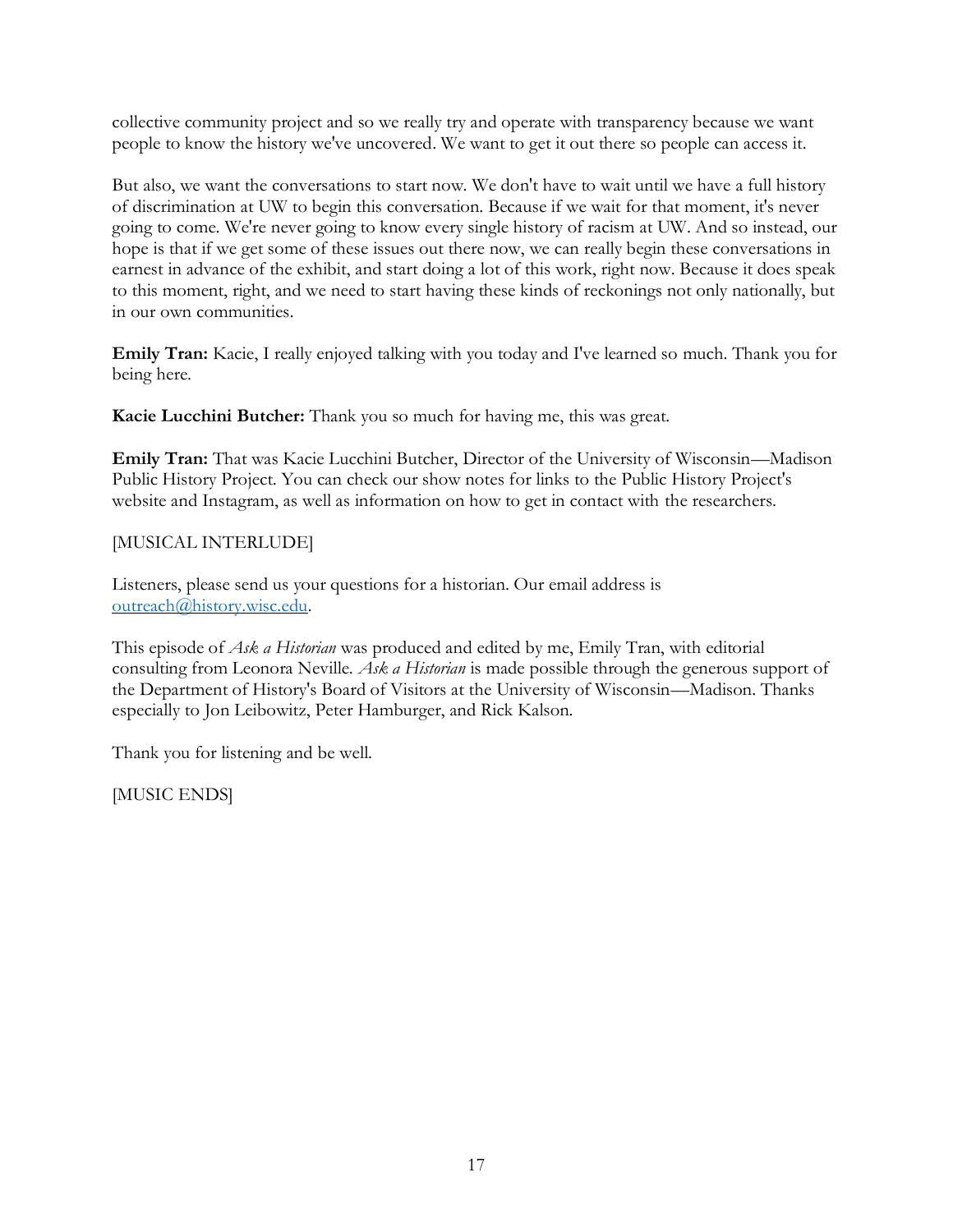collective community project and so we really try and operate with transparency because we want people to know the history we've uncovered. We want to get it out there so people can access it.

But also, we want the conversations to start now. We don't have to wait until we have a full history of discrimination at UW to begin this conversation. Because if we wait for that moment, it's never going to come. We're never going to know every single history of racism at UW. And so instead, our hope is that if we get some of these issues out there now, we can really begin these conversations in earnest in advance of the exhibit, and start doing a lot of this work, right now. Because it does speak to this moment, right, and we need to start having these kinds of reckonings not only nationally, but in our own communities.

**Emily Tran:** Kacie, I really enjoyed talking with you today and I've learned so much. Thank you for being here.

**Kacie Lucchini Butcher:** Thank you so much for having me, this was great.

**Emily Tran:** That was Kacie Lucchini Butcher, Director of the University of Wisconsin—Madison Public History Project. You can check our show notes for links to the Public History Project's website and Instagram, as well as information on how to get in contact with the researchers.

[MUSICAL INTERLUDE]

Listeners, please send us your questions for a historian. Our email address is outreach@history.wisc.edu.

This episode of *Ask a Historian* was produced and edited by me, Emily Tran, with editorial consulting from Leonora Neville. *Ask a Historian* is made possible through the generous support of the Department of History's Board of Visitors at the University of Wisconsin—Madison. Thanks especially to Jon Leibowitz, Peter Hamburger, and Rick Kalson.

Thank you for listening and be well.

[MUSIC ENDS]